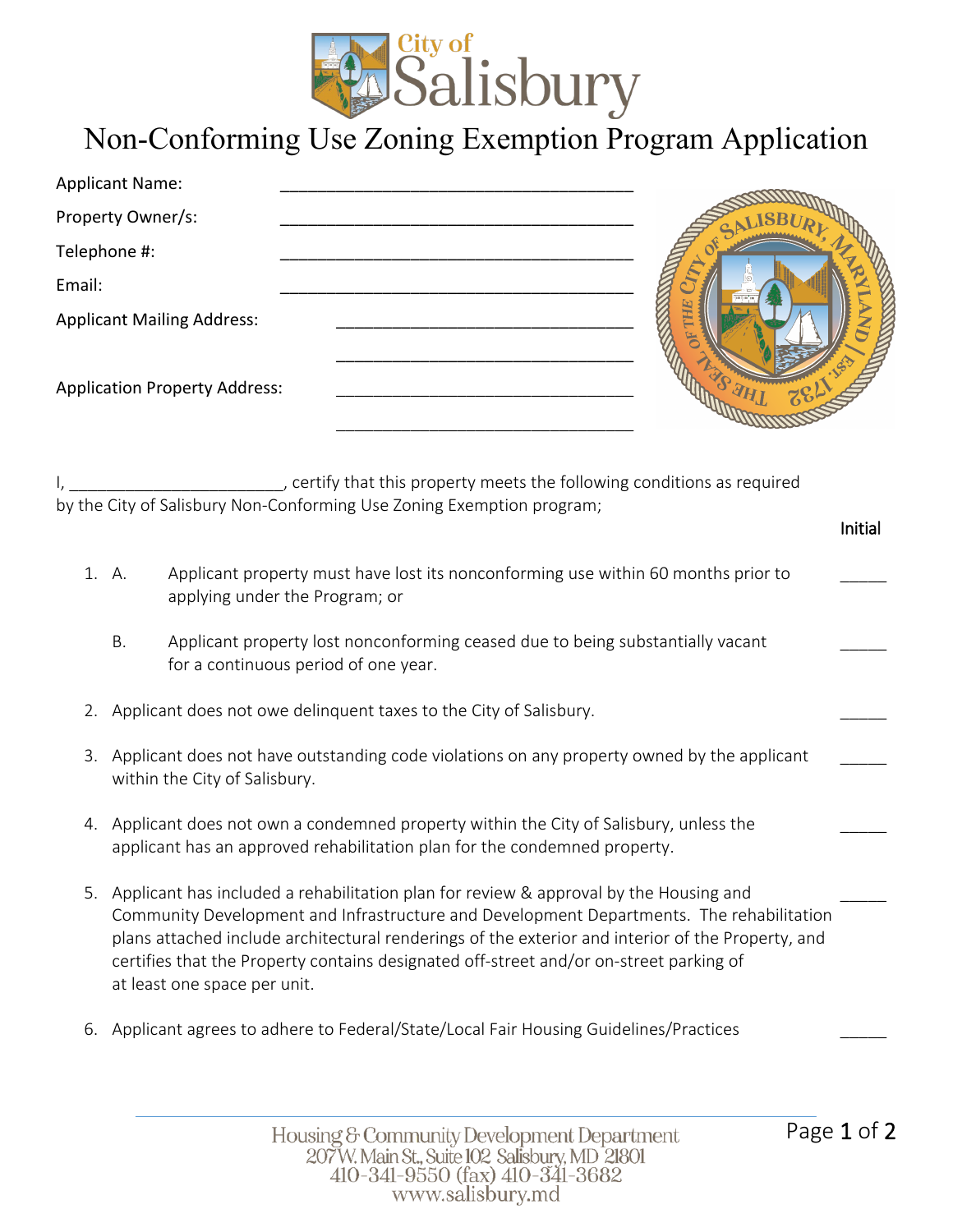City of Salisbury

# Non-Conforming Use Zoning Exemption Program Application

Applicant Name: ______________________________________

Property Owner/s: ______________________________________

Telephone #: ______________________________________

Email: ______________________________________

Applicant Mailing Address: ________________________________

________________________________

Application Property Address: ________________________________

________________________________

I, _______________________, certify that this property meets the following conditions as required by the City of Salisbury Non-Conforming Use Zoning Exemption program;

Initial

1. A. Applicant property must have lost its nonconforming use within 60 months prior to applying under the Program; or _____

   B. Applicant property lost nonconforming ceased due to being substantially vacant for a continuous period of one year. _____

2. Applicant does not owe delinquent taxes to the City of Salisbury. _____

3. Applicant does not have outstanding code violations on any property owned by the applicant within the City of Salisbury. _____

4. Applicant does not own a condemned property within the City of Salisbury, unless the applicant has an approved rehabilitation plan for the condemned property. _____

5. Applicant has included a rehabilitation plan for review & approval by the Housing and Community Development and Infrastructure and Development Departments. The rehabilitation plans attached include architectural renderings of the exterior and interior of the Property, and certifies that the Property contains designated off-street and/or on-street parking of at least one space per unit. _____

6. Applicant agrees to adhere to Federal/State/Local Fair Housing Guidelines/Practices _____

Housing & Community Development Department
207 W. Main St., Suite 102 Salisbury, MD 21801
410-341-9550 (fax) 410-341-3682
www.salisbury.md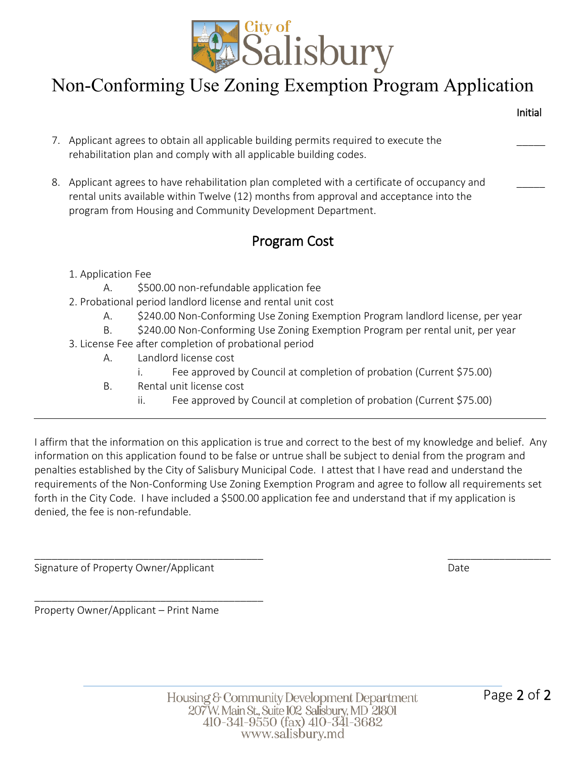# Non-Conforming Use Zoning Exemption Program Application

Initial

7. Applicant agrees to obtain all applicable building permits required to execute the rehabilitation plan and comply with all applicable building codes. _____

8. Applicant agrees to have rehabilitation plan completed with a certificate of occupancy and rental units available within Twelve (12) months from approval and acceptance into the program from Housing and Community Development Department. _____

## Program Cost

1. Application Fee
   - A. $500.00 non-refundable application fee
2. Probational period landlord license and rental unit cost
   - A. $240.00 Non-Conforming Use Zoning Exemption Program landlord license, per year
   - B. $240.00 Non-Conforming Use Zoning Exemption Program per rental unit, per year
3. License Fee after completion of probational period
   - A. Landlord license cost
     - i. Fee approved by Council at completion of probation (Current $75.00)
   - B. Rental unit license cost
     - ii. Fee approved by Council at completion of probation (Current $75.00)

---

I affirm that the information on this application is true and correct to the best of my knowledge and belief. Any information on this application found to be false or untrue shall be subject to denial from the program and penalties established by the City of Salisbury Municipal Code. I attest that I have read and understand the requirements of the Non-Conforming Use Zoning Exemption Program and agree to follow all requirements set forth in the City Code. I have included a $500.00 application fee and understand that if my application is denied, the fee is non-refundable.

________________________________________ ____________________

Signature of Property Owner/Applicant Date

________________________________________

Property Owner/Applicant – Print Name

Housing & Community Development Department
207 W. Main St., Suite 102 Salisbury, MD 21801
410-341-9550 (fax) 410-341-3682
www.salisbury.md